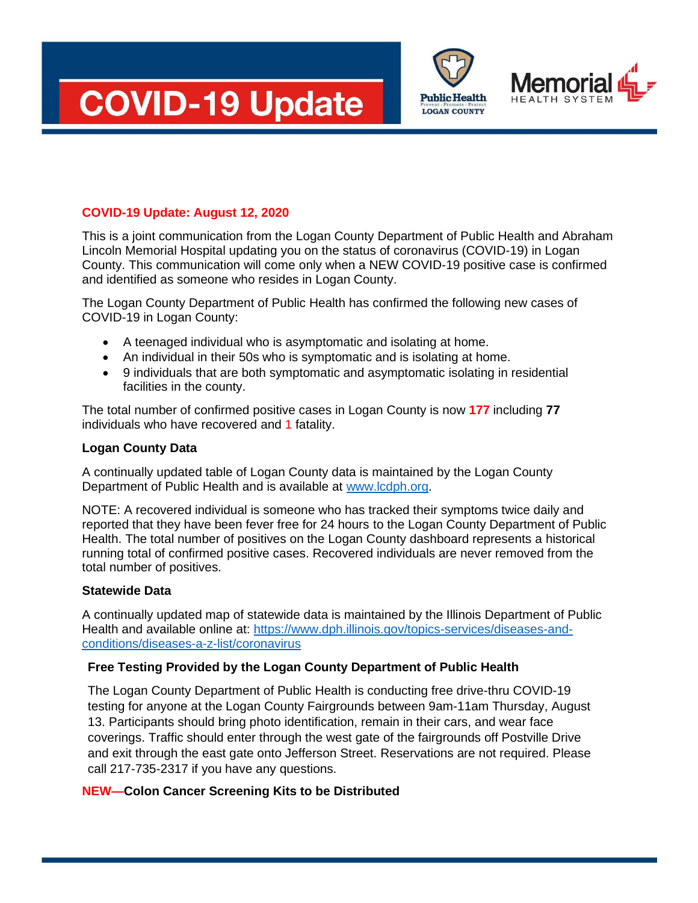# COVID-19 Update

Public Health
Prevent · Promote · Protect
LOGAN COUNTY

Memorial
HEALTH SYSTEM

**COVID-19 Update: August 12, 2020**

This is a joint communication from the Logan County Department of Public Health and Abraham Lincoln Memorial Hospital updating you on the status of coronavirus (COVID-19) in Logan County. This communication will come only when a NEW COVID-19 positive case is confirmed and identified as someone who resides in Logan County.

The Logan County Department of Public Health has confirmed the following new cases of COVID-19 in Logan County:

- A teenaged individual who is asymptomatic and isolating at home.
- An individual in their 50s who is symptomatic and is isolating at home.
- 9 individuals that are both symptomatic and asymptomatic isolating in residential facilities in the county.

The total number of confirmed positive cases in Logan County is now **177** including **77** individuals who have recovered and 1 fatality.

**Logan County Data**

A continually updated table of Logan County data is maintained by the Logan County Department of Public Health and is available at www.lcdph.org.

NOTE: A recovered individual is someone who has tracked their symptoms twice daily and reported that they have been fever free for 24 hours to the Logan County Department of Public Health. The total number of positives on the Logan County dashboard represents a historical running total of confirmed positive cases. Recovered individuals are never removed from the total number of positives.

**Statewide Data**

A continually updated map of statewide data is maintained by the Illinois Department of Public Health and available online at: https://www.dph.illinois.gov/topics-services/diseases-and-conditions/diseases-a-z-list/coronavirus

**Free Testing Provided by the Logan County Department of Public Health**

The Logan County Department of Public Health is conducting free drive-thru COVID-19 testing for anyone at the Logan County Fairgrounds between 9am-11am Thursday, August 13. Participants should bring photo identification, remain in their cars, and wear face coverings. Traffic should enter through the west gate of the fairgrounds off Postville Drive and exit through the east gate onto Jefferson Street. Reservations are not required. Please call 217-735-2317 if you have any questions.

**NEW—Colon Cancer Screening Kits to be Distributed**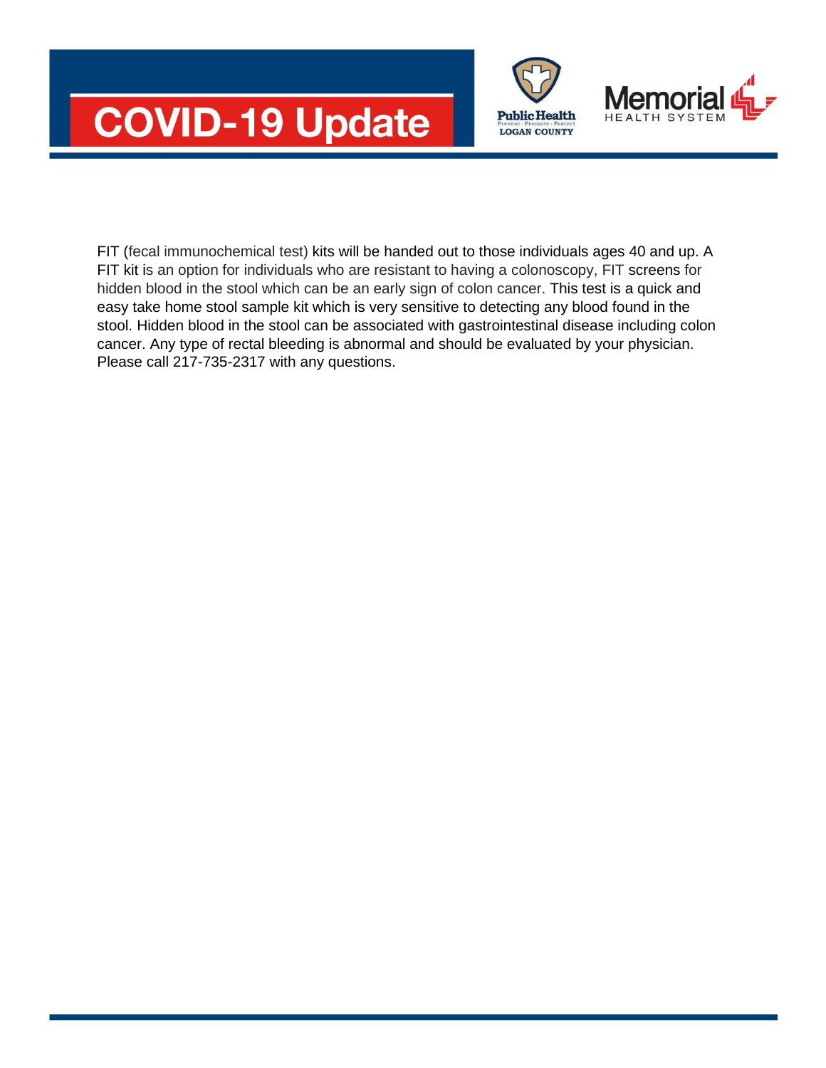FIT (fecal immunochemical test) kits will be handed out to those individuals ages 40 and up. A FIT kit is an option for individuals who are resistant to having a colonoscopy, FIT screens for hidden blood in the stool which can be an early sign of colon cancer. This test is a quick and easy take home stool sample kit which is very sensitive to detecting any blood found in the stool. Hidden blood in the stool can be associated with gastrointestinal disease including colon cancer. Any type of rectal bleeding is abnormal and should be evaluated by your physician. Please call 217-735-2317 with any questions.